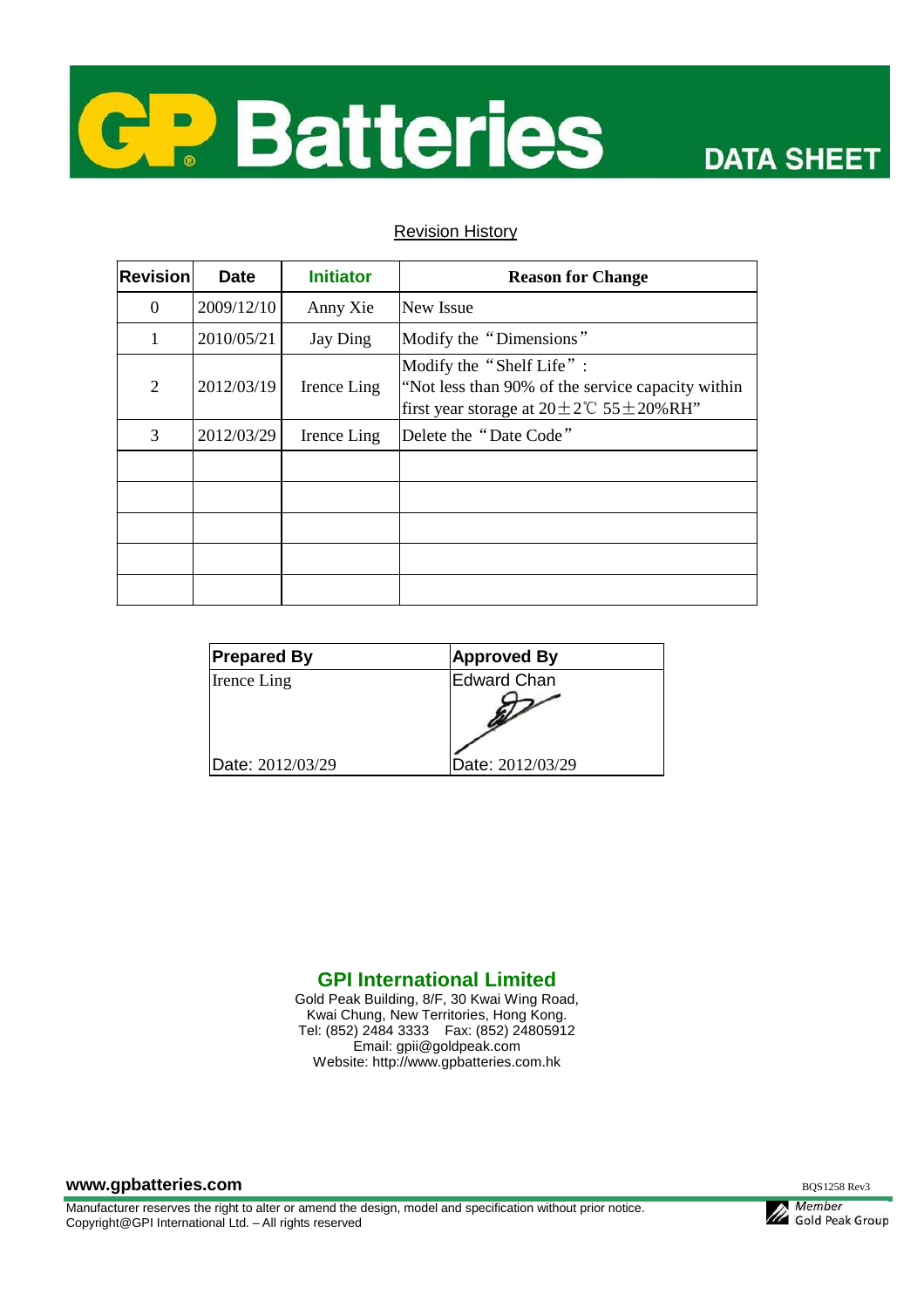# GP Batteries DATA SHEET

## Revision History

| Revision | Date | Initiator | Reason for Change |
|---|---|---|---|
| 0 | 2009/12/10 | Anny Xie | New Issue |
| 1 | 2010/05/21 | Jay Ding | Modify the “Dimensions” |
| 2 | 2012/03/19 | Irence Ling | Modify the “Shelf Life”: “Not less than 90% of the service capacity within first year storage at 20±2℃ 55±20%RH” |
| 3 | 2012/03/29 | Irence Ling | Delete the “Date Code” |
| | | | |
| | | | |
| | | | |
| | | | |
| | | | |

| Prepared By | Approved By |
|---|---|
| Irence Ling | Edward Chan |
| Date: 2012/03/29 | Date: 2012/03/29 |

**GPI International Limited**

Gold Peak Building, 8/F, 30 Kwai Wing Road,
Kwai Chung, New Territories, Hong Kong.
Tel: (852) 2484 3333 Fax: (852) 24805912
Email: gpii@goldpeak.com
Website: http://www.gpbatteries.com.hk

**www.gpbatteries.com**

BQS1258 Rev3

Manufacturer reserves the right to alter or amend the design, model and specification without prior notice.
Copyright@GPI International Ltd. – All rights reserved

Member Gold Peak Group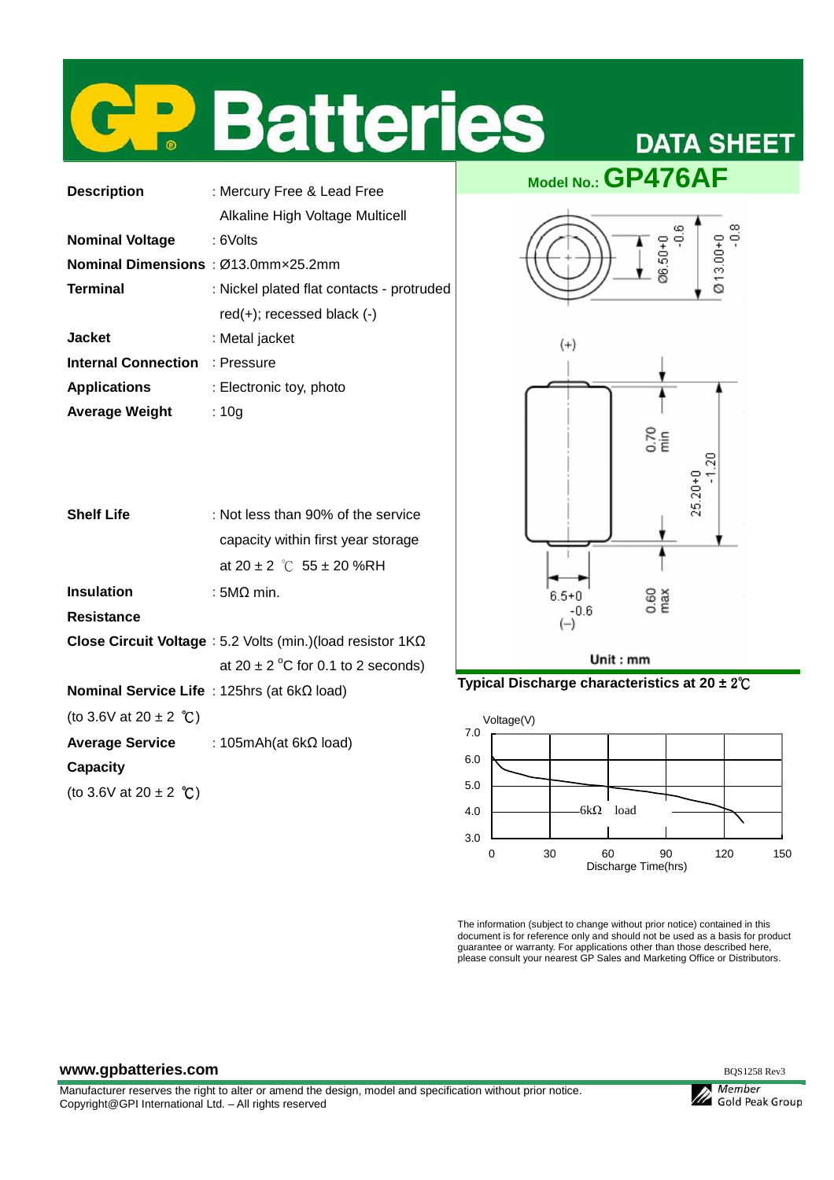# GP Batteries

## DATA SHEET

**Model No.: GP476AF**

| | |
|---|---|
| **Description** | : Mercury Free & Lead Free Alkaline High Voltage Multicell |
| **Nominal Voltage** | : 6Volts |
| **Nominal Dimensions** | : Ø13.0mm×25.2mm |
| **Terminal** | : Nickel plated flat contacts - protruded red(+); recessed black (-) |
| **Jacket** | : Metal jacket |
| **Internal Connection** | : Pressure |
| **Applications** | : Electronic toy, photo |
| **Average Weight** | : 10g |
| **Shelf Life** | : Not less than 90% of the service capacity within first year storage at 20 ± 2 ℃ 55 ± 20 %RH |
| **Insulation Resistance** | : 5MΩ min. |
| **Close Circuit Voltage** | : 5.2 Volts (min.)(load resistor 1KΩ at 20 ± 2 °C for 0.1 to 2 seconds) |
| **Nominal Service Life** (to 3.6V at 20 ± 2 ℃) | : 125hrs (at 6kΩ load) |
| **Average Service Capacity** (to 3.6V at 20 ± 2 ℃) | : 105mAh(at 6kΩ load) |

Ø6.50+0 -0.6

Ø13.00+0 -0.8

(+)

0.70 min

25.20+0 -1.20

6.5+0 -0.6

(–)

0.60 max

Unit : mm

**Typical Discharge characteristics at 20 ± 2℃**

Voltage(V)

7.0

6.0

5.0

4.0

3.0

6kΩ load

0 30 60 90 120 150

Discharge Time(hrs)

The information (subject to change without prior notice) contained in this document is for reference only and should not be used as a basis for product guarantee or warranty. For applications other than those described here, please consult your nearest GP Sales and Marketing Office or Distributors.

**www.gpbatteries.com**

BQS1258 Rev3

Manufacturer reserves the right to alter or amend the design, model and specification without prior notice.
Copyright@GPI International Ltd. – All rights reserved

Member Gold Peak Group